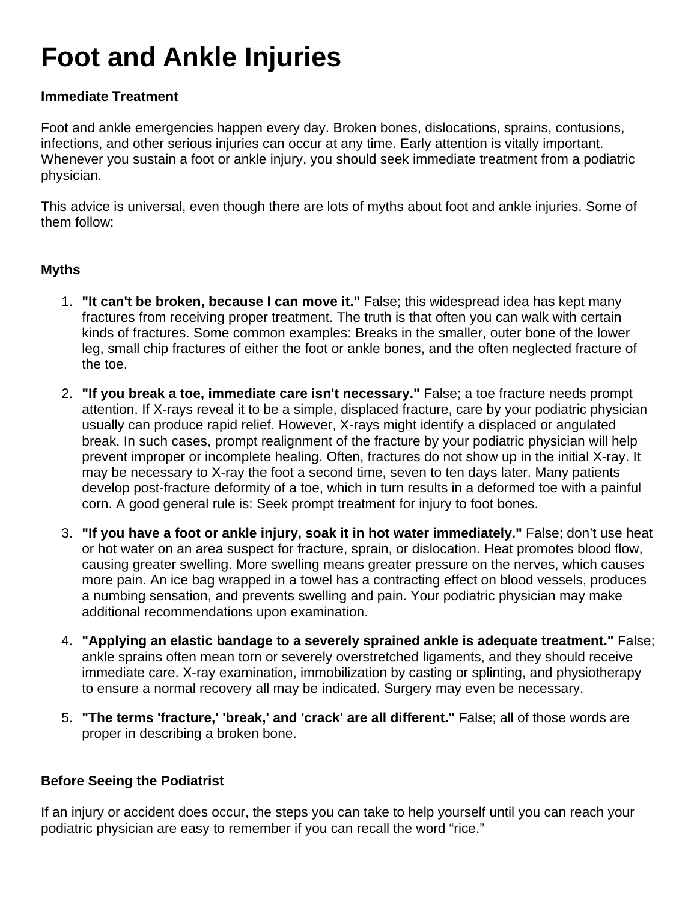# Foot and Ankle Injuries

### Immediate Treatment

Foot and ankle emergencies happen every day. Broken bones, dislocations, sprains, contusions, infections, and other serious injuries can occur at any time. Early attention is vitally important. Whenever you sustain a foot or ankle injury, you should seek immediate treatment from a podiatric physician.

This advice is universal, even though there are lots of myths about foot and ankle injuries. Some of them follow:

### Myths

1. **"It can't be broken, because I can move it."** False; this widespread idea has kept many fractures from receiving proper treatment. The truth is that often you can walk with certain kinds of fractures. Some common examples: Breaks in the smaller, outer bone of the lower leg, small chip fractures of either the foot or ankle bones, and the often neglected fracture of the toe.

2. **"If you break a toe, immediate care isn't necessary."** False; a toe fracture needs prompt attention. If X-rays reveal it to be a simple, displaced fracture, care by your podiatric physician usually can produce rapid relief. However, X-rays might identify a displaced or angulated break. In such cases, prompt realignment of the fracture by your podiatric physician will help prevent improper or incomplete healing. Often, fractures do not show up in the initial X-ray. It may be necessary to X-ray the foot a second time, seven to ten days later. Many patients develop post-fracture deformity of a toe, which in turn results in a deformed toe with a painful corn. A good general rule is: Seek prompt treatment for injury to foot bones.

3. **"If you have a foot or ankle injury, soak it in hot water immediately."** False; don't use heat or hot water on an area suspect for fracture, sprain, or dislocation. Heat promotes blood flow, causing greater swelling. More swelling means greater pressure on the nerves, which causes more pain. An ice bag wrapped in a towel has a contracting effect on blood vessels, produces a numbing sensation, and prevents swelling and pain. Your podiatric physician may make additional recommendations upon examination.

4. **"Applying an elastic bandage to a severely sprained ankle is adequate treatment."** False; ankle sprains often mean torn or severely overstretched ligaments, and they should receive immediate care. X-ray examination, immobilization by casting or splinting, and physiotherapy to ensure a normal recovery all may be indicated. Surgery may even be necessary.

5. **"The terms 'fracture,' 'break,' and 'crack' are all different."** False; all of those words are proper in describing a broken bone.

### Before Seeing the Podiatrist

If an injury or accident does occur, the steps you can take to help yourself until you can reach your podiatric physician are easy to remember if you can recall the word "rice."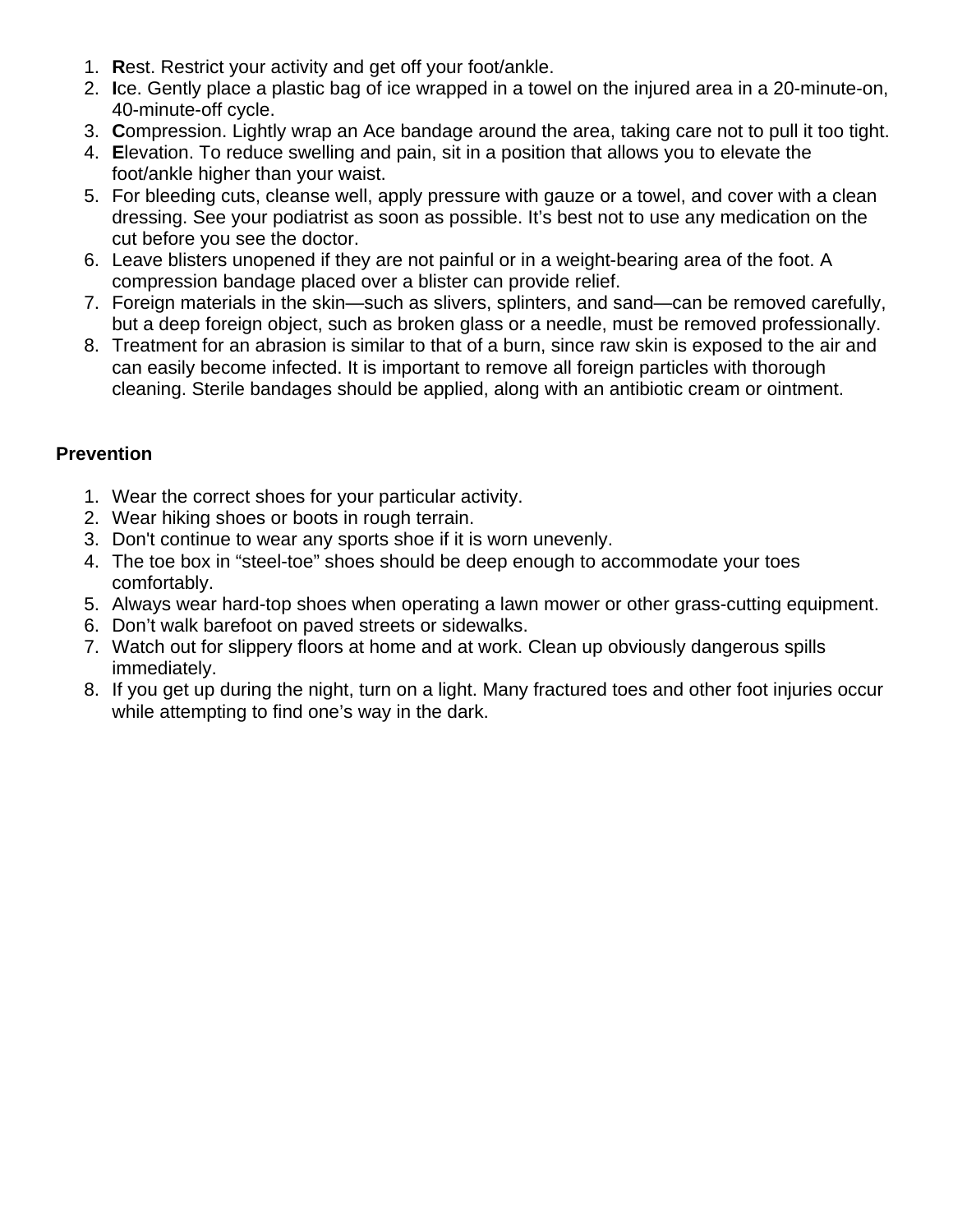1. **R**est. Restrict your activity and get off your foot/ankle.
2. **I**ce. Gently place a plastic bag of ice wrapped in a towel on the injured area in a 20-minute-on, 40-minute-off cycle.
3. **C**ompression. Lightly wrap an Ace bandage around the area, taking care not to pull it too tight.
4. **E**levation. To reduce swelling and pain, sit in a position that allows you to elevate the foot/ankle higher than your waist.
5. For bleeding cuts, cleanse well, apply pressure with gauze or a towel, and cover with a clean dressing. See your podiatrist as soon as possible. It's best not to use any medication on the cut before you see the doctor.
6. Leave blisters unopened if they are not painful or in a weight-bearing area of the foot. A compression bandage placed over a blister can provide relief.
7. Foreign materials in the skin—such as slivers, splinters, and sand—can be removed carefully, but a deep foreign object, such as broken glass or a needle, must be removed professionally.
8. Treatment for an abrasion is similar to that of a burn, since raw skin is exposed to the air and can easily become infected. It is important to remove all foreign particles with thorough cleaning. Sterile bandages should be applied, along with an antibiotic cream or ointment.

**Prevention**

1. Wear the correct shoes for your particular activity.
2. Wear hiking shoes or boots in rough terrain.
3. Don't continue to wear any sports shoe if it is worn unevenly.
4. The toe box in "steel-toe" shoes should be deep enough to accommodate your toes comfortably.
5. Always wear hard-top shoes when operating a lawn mower or other grass-cutting equipment.
6. Don't walk barefoot on paved streets or sidewalks.
7. Watch out for slippery floors at home and at work. Clean up obviously dangerous spills immediately.
8. If you get up during the night, turn on a light. Many fractured toes and other foot injuries occur while attempting to find one's way in the dark.